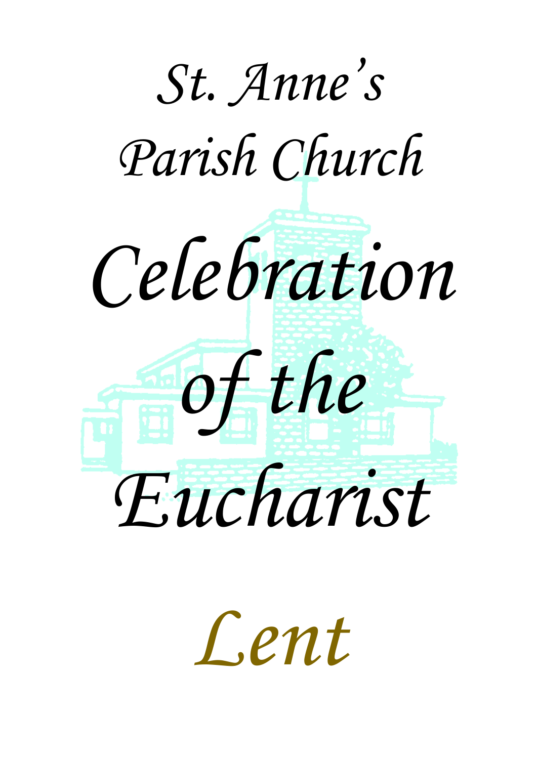# St. Anne's Parish Church

# Celebration of the Eucharist

## Lent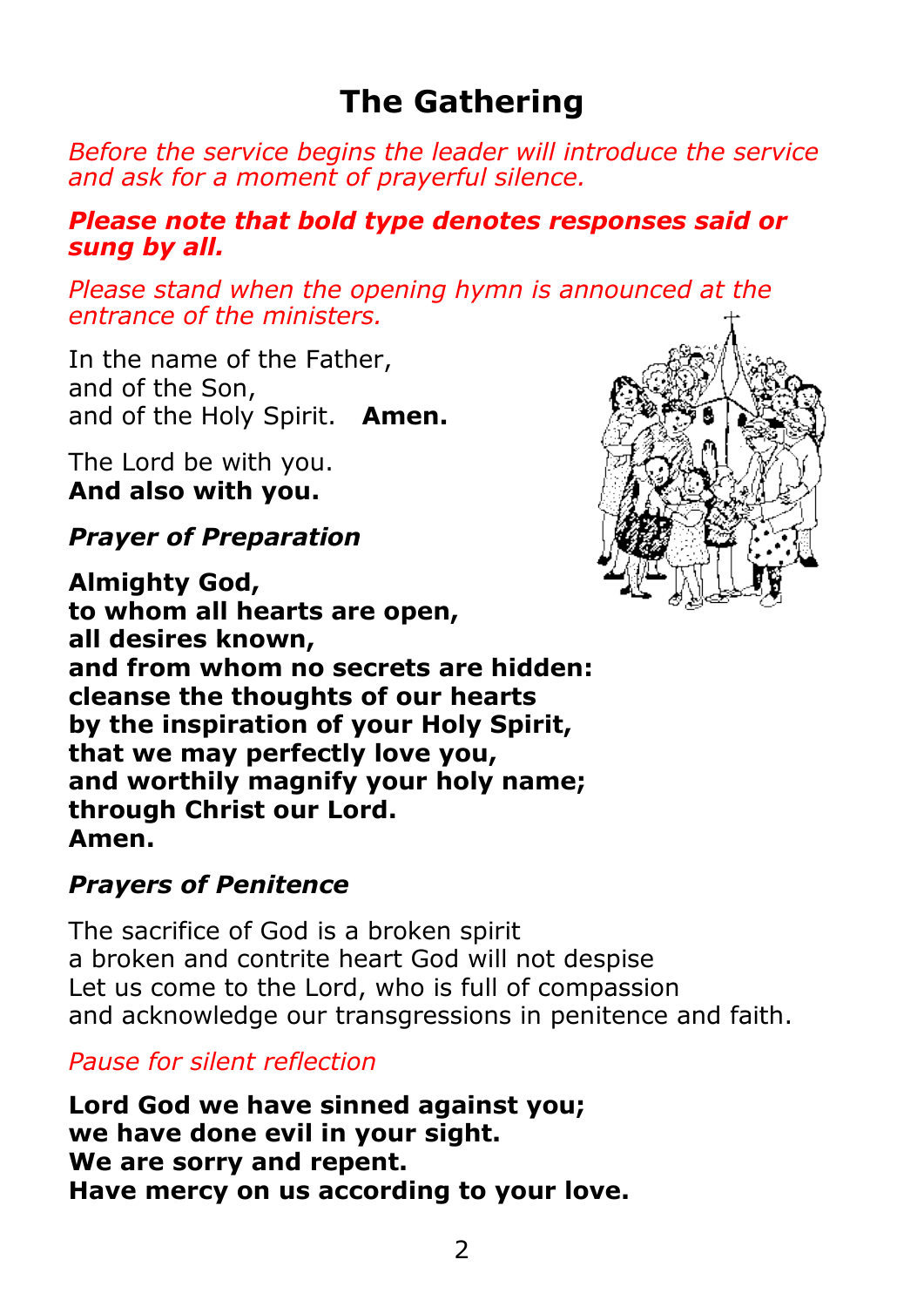# The Gathering

*Before the service begins the leader will introduce the service and ask for a moment of prayerful silence.*

***Please note that bold type denotes responses said or sung by all.***

*Please stand when the opening hymn is announced at the entrance of the ministers.*

In the name of the Father,
and of the Son,
and of the Holy Spirit. **Amen.**

The Lord be with you.
**And also with you.**

***Prayer of Preparation***

**Almighty God,**
**to whom all hearts are open,**
**all desires known,**
**and from whom no secrets are hidden:**
**cleanse the thoughts of our hearts**
**by the inspiration of your Holy Spirit,**
**that we may perfectly love you,**
**and worthily magnify your holy name;**
**through Christ our Lord.**
**Amen.**

***Prayers of Penitence***

The sacrifice of God is a broken spirit
a broken and contrite heart God will not despise
Let us come to the Lord, who is full of compassion
and acknowledge our transgressions in penitence and faith.

*Pause for silent reflection*

**Lord God we have sinned against you;**
**we have done evil in your sight.**
**We are sorry and repent.**
**Have mercy on us according to your love.**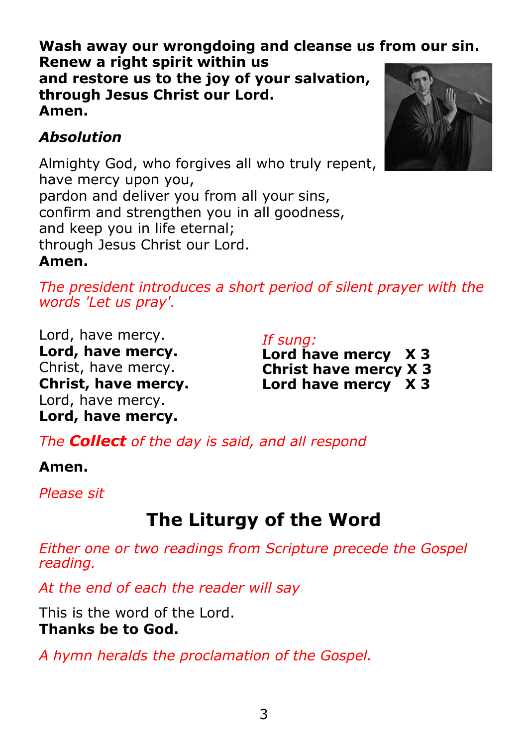**Wash away our wrongdoing and cleanse us from our sin.**
**Renew a right spirit within us**
**and restore us to the joy of your salvation,**
**through Jesus Christ our Lord.**
**Amen.**

***Absolution***

Almighty God, who forgives all who truly repent,
have mercy upon you,
pardon and deliver you from all your sins,
confirm and strengthen you in all goodness,
and keep you in life eternal;
through Jesus Christ our Lord.
**Amen.**

*The president introduces a short period of silent prayer with the words 'Let us pray'.*

Lord, have mercy.
**Lord, have mercy.**
Christ, have mercy.
**Christ, have mercy.**
Lord, have mercy.
**Lord, have mercy.**

*If sung:*
**Lord have mercy X 3**
**Christ have mercy X 3**
**Lord have mercy X 3**

*The **Collect** of the day is said, and all respond*

**Amen.**

*Please sit*

# The Liturgy of the Word

*Either one or two readings from Scripture precede the Gospel reading.*

*At the end of each the reader will say*

This is the word of the Lord.
**Thanks be to God.**

*A hymn heralds the proclamation of the Gospel.*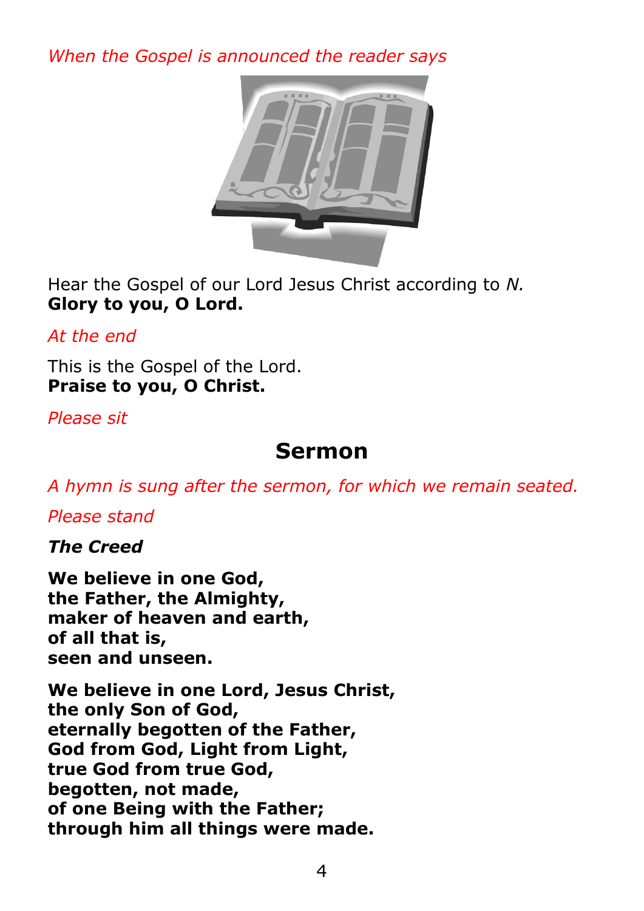*When the Gospel is announced the reader says*

Hear the Gospel of our Lord Jesus Christ according to *N.*
**Glory to you, O Lord.**

*At the end*

This is the Gospel of the Lord.
**Praise to you, O Christ.**

*Please sit*

## Sermon

*A hymn is sung after the sermon, for which we remain seated.*

*Please stand*

***The Creed***

**We believe in one God,**
**the Father, the Almighty,**
**maker of heaven and earth,**
**of all that is,**
**seen and unseen.**

**We believe in one Lord, Jesus Christ,**
**the only Son of God,**
**eternally begotten of the Father,**
**God from God, Light from Light,**
**true God from true God,**
**begotten, not made,**
**of one Being with the Father;**
**through him all things were made.**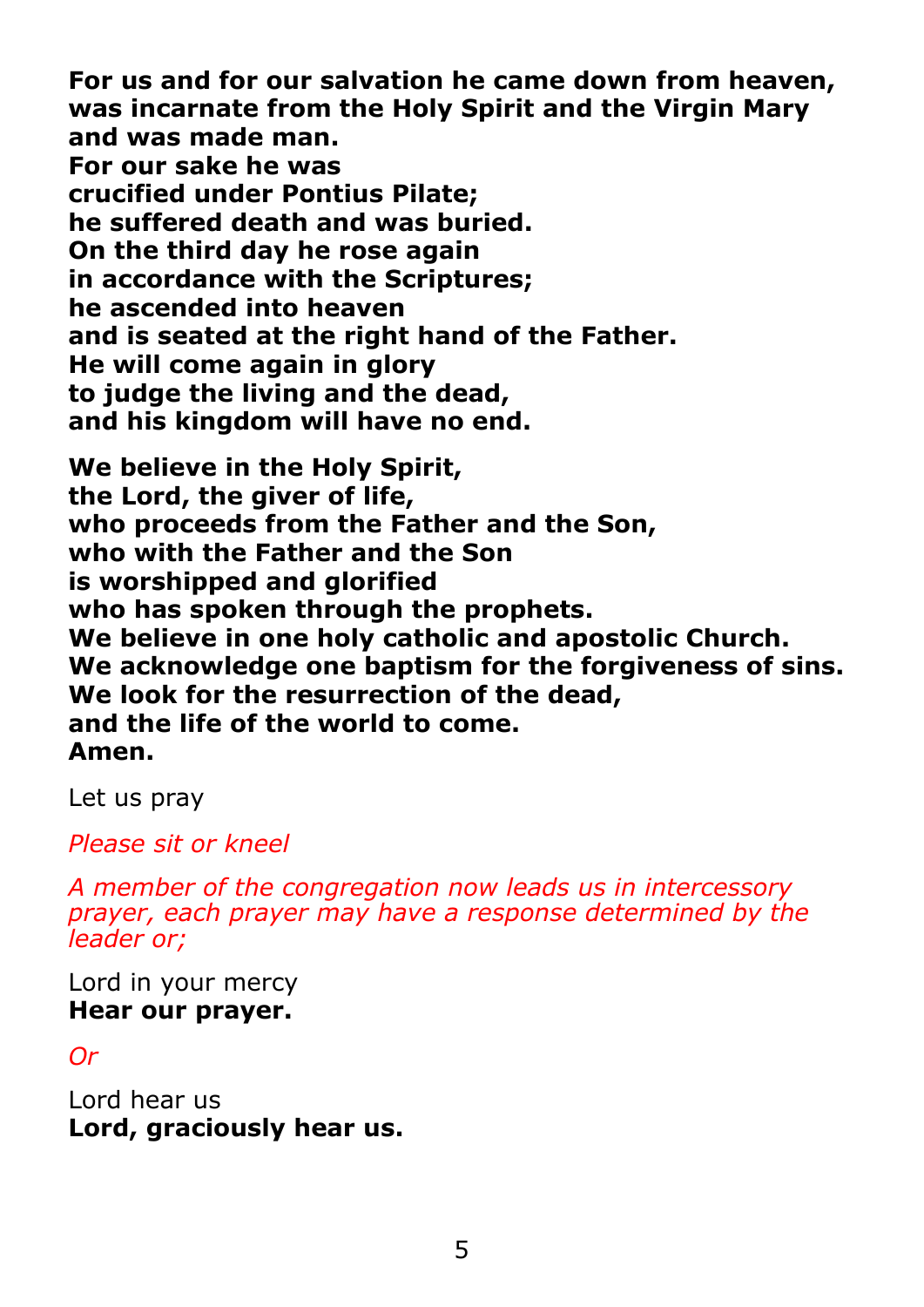**For us and for our salvation he came down from heaven,**
**was incarnate from the Holy Spirit and the Virgin Mary**
**and was made man.**
**For our sake he was**
**crucified under Pontius Pilate;**
**he suffered death and was buried.**
**On the third day he rose again**
**in accordance with the Scriptures;**
**he ascended into heaven**
**and is seated at the right hand of the Father.**
**He will come again in glory**
**to judge the living and the dead,**
**and his kingdom will have no end.**

**We believe in the Holy Spirit,**
**the Lord, the giver of life,**
**who proceeds from the Father and the Son,**
**who with the Father and the Son**
**is worshipped and glorified**
**who has spoken through the prophets.**
**We believe in one holy catholic and apostolic Church.**
**We acknowledge one baptism for the forgiveness of sins.**
**We look for the resurrection of the dead,**
**and the life of the world to come.**
**Amen.**

Let us pray

*Please sit or kneel*

*A member of the congregation now leads us in intercessory prayer, each prayer may have a response determined by the leader or;*

Lord in your mercy
**Hear our prayer.**

*Or*

Lord hear us
**Lord, graciously hear us.**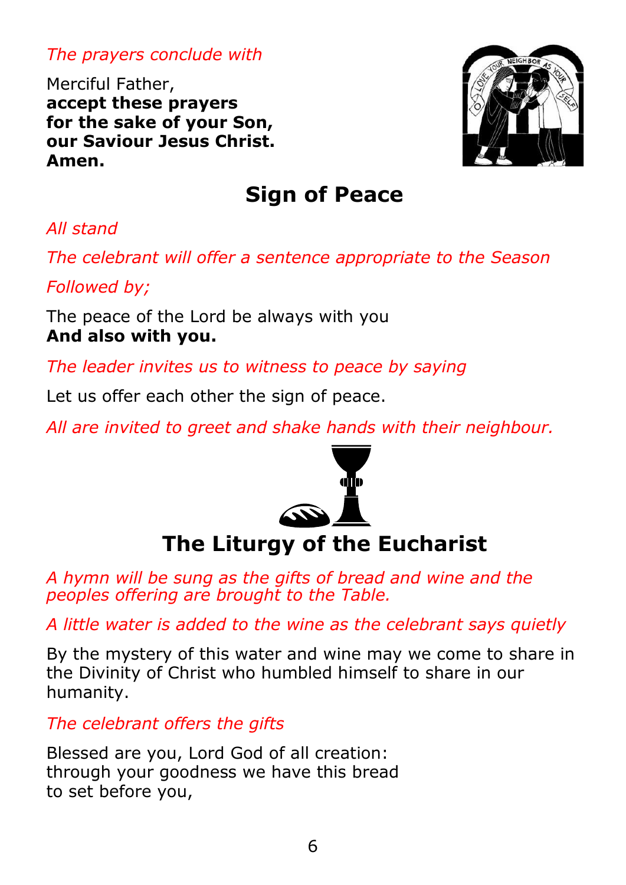*The prayers conclude with*

Merciful Father,
**accept these prayers**
**for the sake of your Son,**
**our Saviour Jesus Christ.**
**Amen.**

## Sign of Peace

*All stand*

*The celebrant will offer a sentence appropriate to the Season*

*Followed by;*

The peace of the Lord be always with you
**And also with you.**

*The leader invites us to witness to peace by saying*

Let us offer each other the sign of peace.

*All are invited to greet and shake hands with their neighbour.*

## The Liturgy of the Eucharist

*A hymn will be sung as the gifts of bread and wine and the peoples offering are brought to the Table.*

*A little water is added to the wine as the celebrant says quietly*

By the mystery of this water and wine may we come to share in the Divinity of Christ who humbled himself to share in our humanity.

*The celebrant offers the gifts*

Blessed are you, Lord God of all creation:
through your goodness we have this bread
to set before you,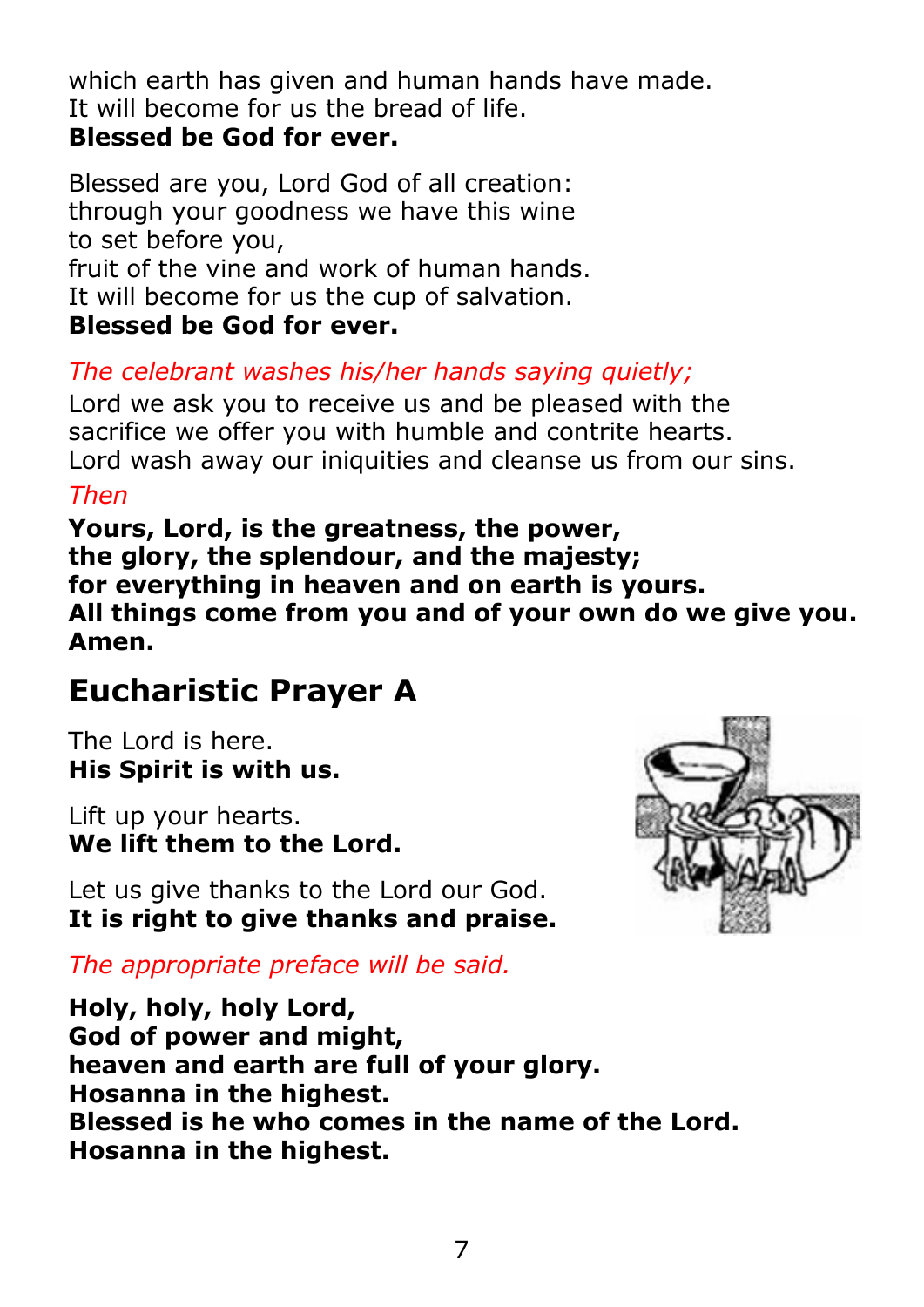which earth has given and human hands have made.
It will become for us the bread of life.
**Blessed be God for ever.**

Blessed are you, Lord God of all creation:
through your goodness we have this wine
to set before you,
fruit of the vine and work of human hands.
It will become for us the cup of salvation.
**Blessed be God for ever.**

*The celebrant washes his/her hands saying quietly;*

Lord we ask you to receive us and be pleased with the sacrifice we offer you with humble and contrite hearts.
Lord wash away our iniquities and cleanse us from our sins.

*Then*

**Yours, Lord, is the greatness, the power,**
**the glory, the splendour, and the majesty;**
**for everything in heaven and on earth is yours.**
**All things come from you and of your own do we give you.**
**Amen.**

## Eucharistic Prayer A

The Lord is here.
**His Spirit is with us.**

Lift up your hearts.
**We lift them to the Lord.**

Let us give thanks to the Lord our God.
**It is right to give thanks and praise.**

*The appropriate preface will be said.*

**Holy, holy, holy Lord,**
**God of power and might,**
**heaven and earth are full of your glory.**
**Hosanna in the highest.**
**Blessed is he who comes in the name of the Lord.**
**Hosanna in the highest.**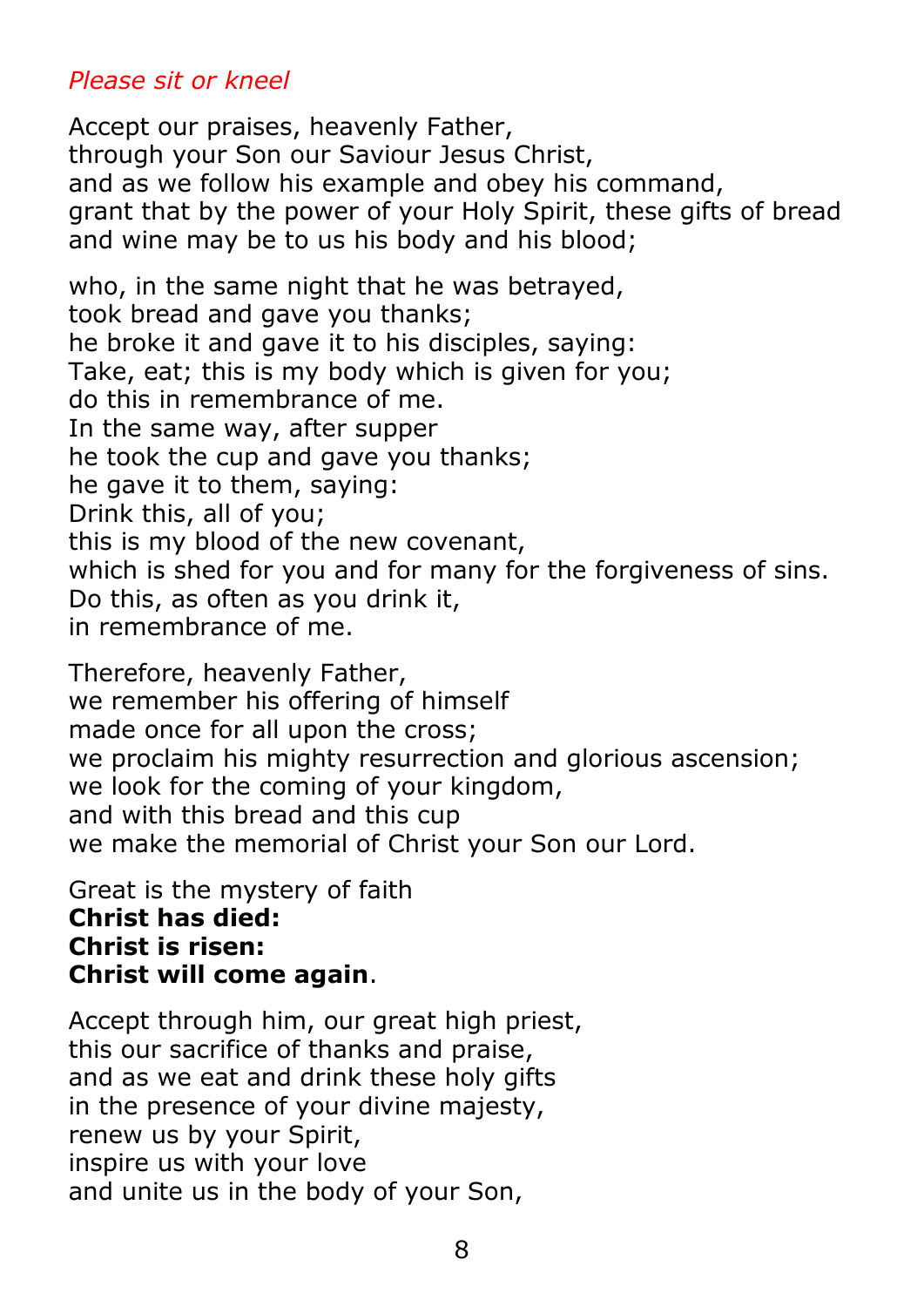*Please sit or kneel*

Accept our praises, heavenly Father,
through your Son our Saviour Jesus Christ,
and as we follow his example and obey his command,
grant that by the power of your Holy Spirit, these gifts of bread and wine may be to us his body and his blood;

who, in the same night that he was betrayed,
took bread and gave you thanks;
he broke it and gave it to his disciples, saying:
Take, eat; this is my body which is given for you;
do this in remembrance of me.
In the same way, after supper
he took the cup and gave you thanks;
he gave it to them, saying:
Drink this, all of you;
this is my blood of the new covenant,
which is shed for you and for many for the forgiveness of sins.
Do this, as often as you drink it,
in remembrance of me.

Therefore, heavenly Father,
we remember his offering of himself
made once for all upon the cross;
we proclaim his mighty resurrection and glorious ascension;
we look for the coming of your kingdom,
and with this bread and this cup
we make the memorial of Christ your Son our Lord.

Great is the mystery of faith
**Christ has died:**
**Christ is risen:**
**Christ will come again**.

Accept through him, our great high priest,
this our sacrifice of thanks and praise,
and as we eat and drink these holy gifts
in the presence of your divine majesty,
renew us by your Spirit,
inspire us with your love
and unite us in the body of your Son,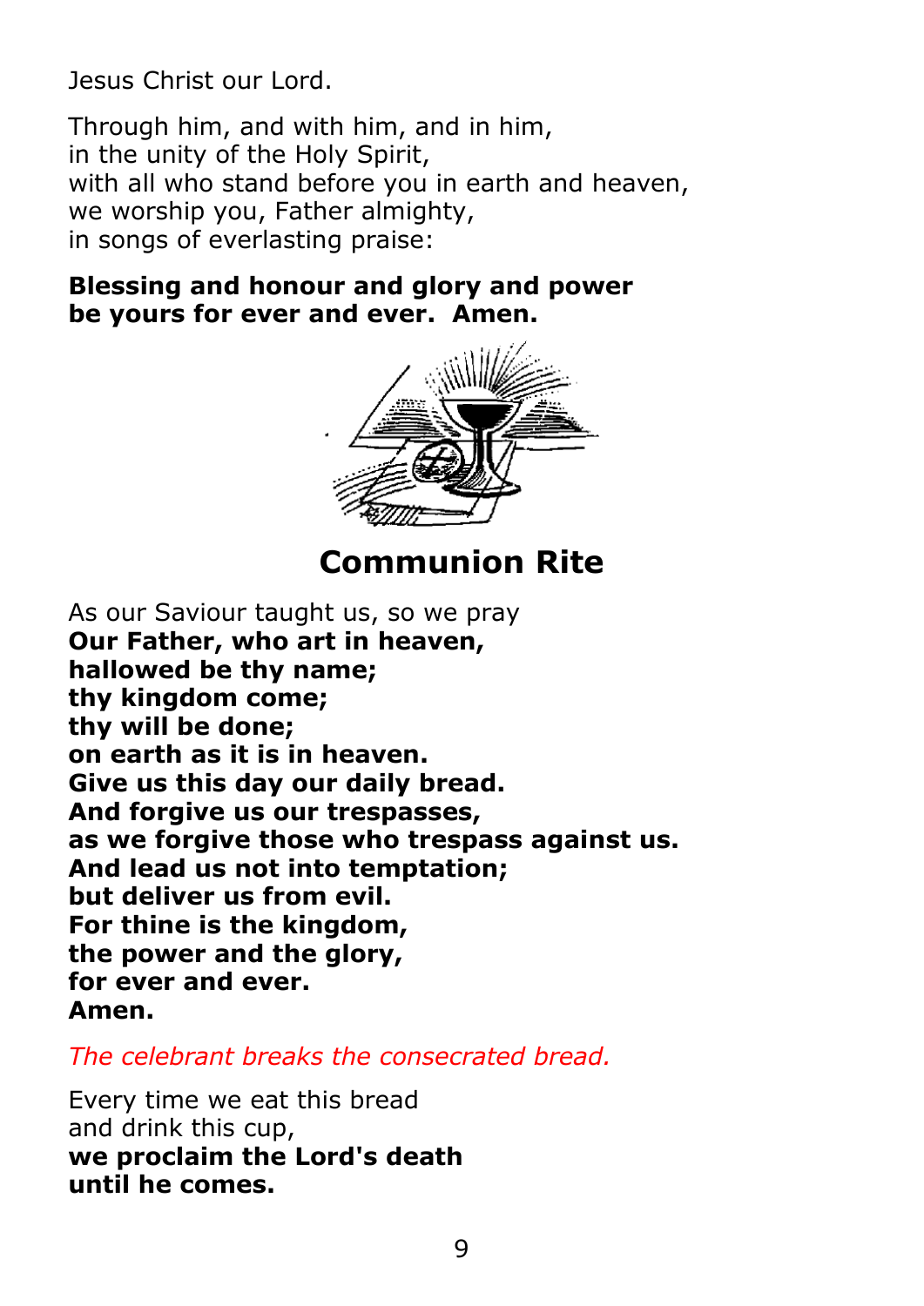Jesus Christ our Lord.

Through him, and with him, and in him,
in the unity of the Holy Spirit,
with all who stand before you in earth and heaven,
we worship you, Father almighty,
in songs of everlasting praise:

**Blessing and honour and glory and power**
**be yours for ever and ever. Amen.**

## Communion Rite

As our Saviour taught us, so we pray
**Our Father, who art in heaven,**
**hallowed be thy name;**
**thy kingdom come;**
**thy will be done;**
**on earth as it is in heaven.**
**Give us this day our daily bread.**
**And forgive us our trespasses,**
**as we forgive those who trespass against us.**
**And lead us not into temptation;**
**but deliver us from evil.**
**For thine is the kingdom,**
**the power and the glory,**
**for ever and ever.**
**Amen.**

*The celebrant breaks the consecrated bread.*

Every time we eat this bread
and drink this cup,
**we proclaim the Lord's death**
**until he comes.**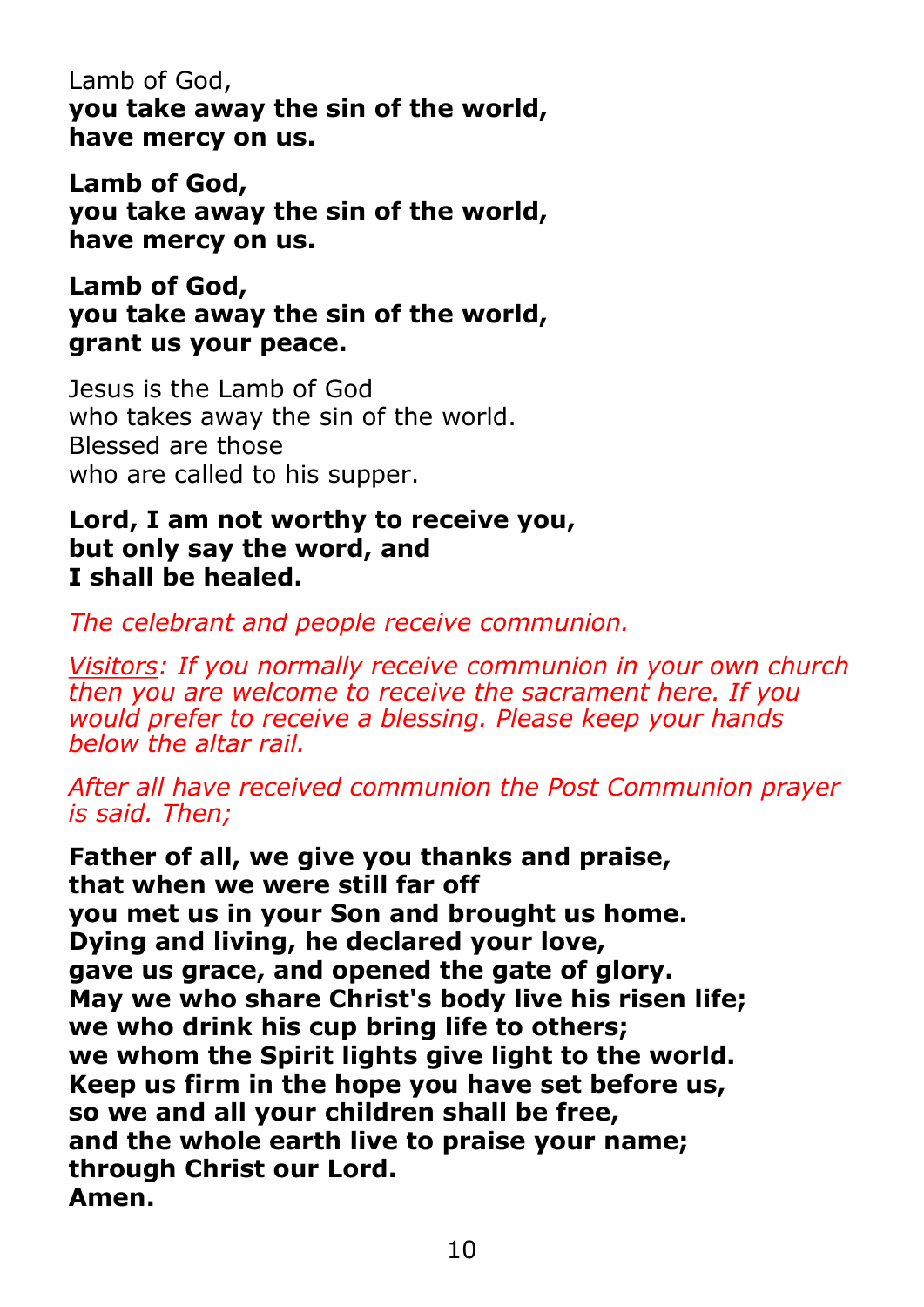Lamb of God,
**you take away the sin of the world,**
**have mercy on us.**

**Lamb of God,**
**you take away the sin of the world,**
**have mercy on us.**

**Lamb of God,**
**you take away the sin of the world,**
**grant us your peace.**

Jesus is the Lamb of God
who takes away the sin of the world.
Blessed are those
who are called to his supper.

**Lord, I am not worthy to receive you,**
**but only say the word, and**
**I shall be healed.**

*The celebrant and people receive communion.*

*<u>Visitors</u>: If you normally receive communion in your own church then you are welcome to receive the sacrament here. If you would prefer to receive a blessing. Please keep your hands below the altar rail.*

*After all have received communion the Post Communion prayer is said. Then;*

**Father of all, we give you thanks and praise,**
**that when we were still far off**
**you met us in your Son and brought us home.**
**Dying and living, he declared your love,**
**gave us grace, and opened the gate of glory.**
**May we who share Christ's body live his risen life;**
**we who drink his cup bring life to others;**
**we whom the Spirit lights give light to the world.**
**Keep us firm in the hope you have set before us,**
**so we and all your children shall be free,**
**and the whole earth live to praise your name;**
**through Christ our Lord.**
**Amen.**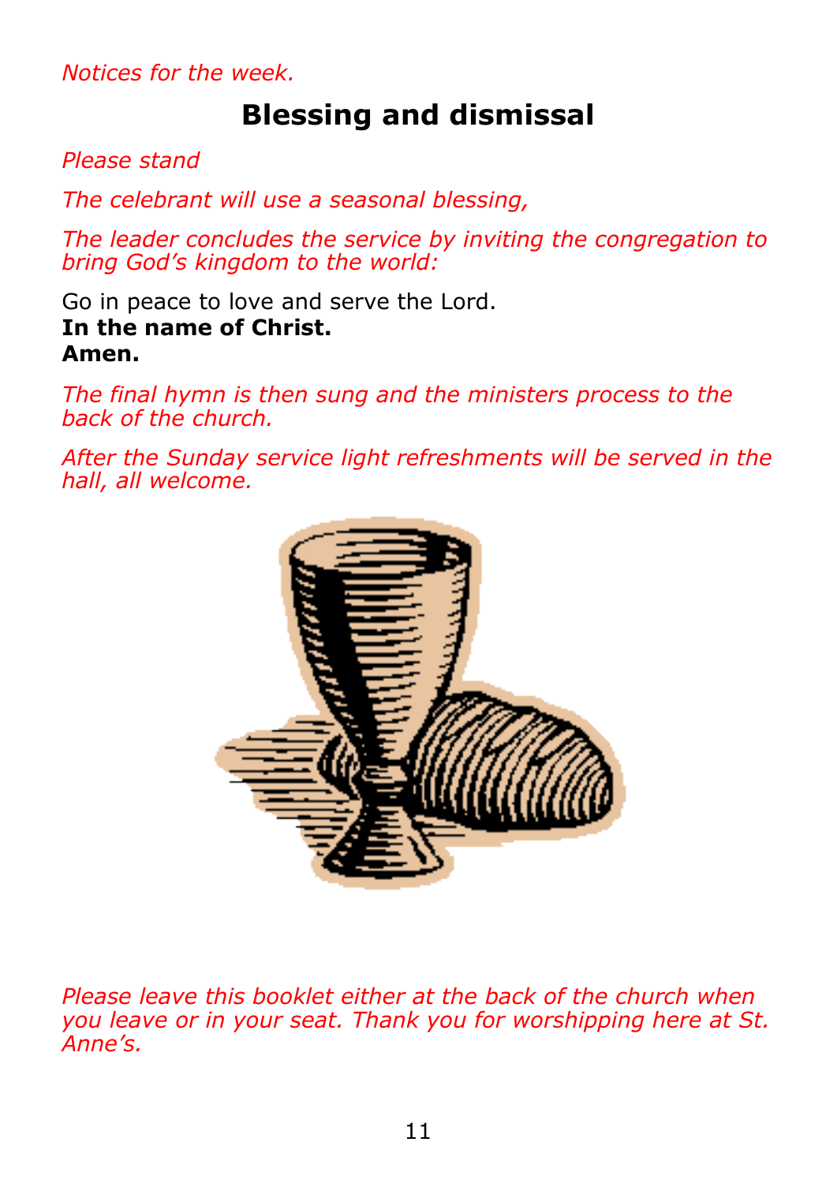*Notices for the week.*

## Blessing and dismissal

*Please stand*

*The celebrant will use a seasonal blessing,*

*The leader concludes the service by inviting the congregation to bring God's kingdom to the world:*

Go in peace to love and serve the Lord.
**In the name of Christ.**
**Amen.**

*The final hymn is then sung and the ministers process to the back of the church.*

*After the Sunday service light refreshments will be served in the hall, all welcome.*

*Please leave this booklet either at the back of the church when you leave or in your seat. Thank you for worshipping here at St. Anne's.*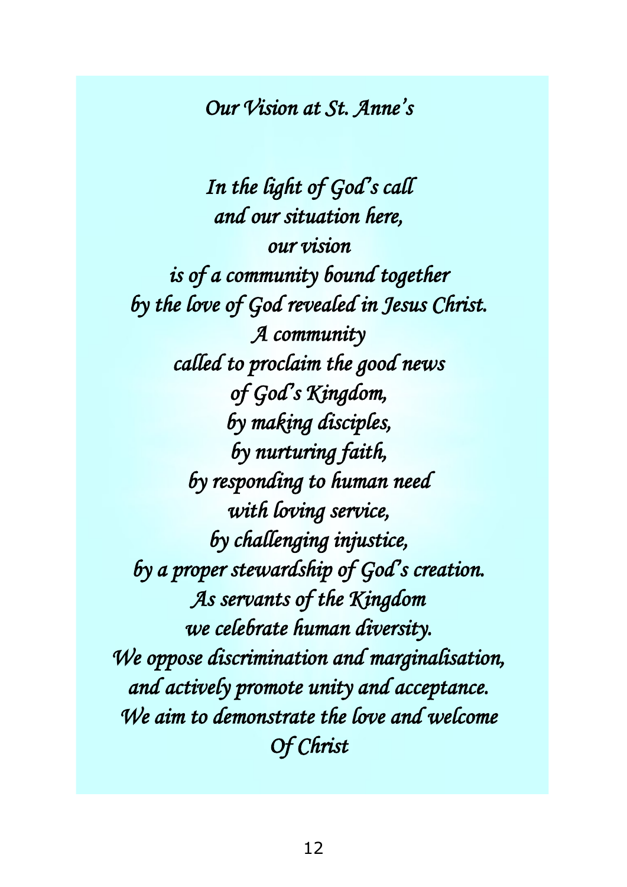*Our Vision at St. Anne's*

*In the light of God's call*
*and our situation here,*
*our vision*
*is of a community bound together*
*by the love of God revealed in Jesus Christ.*
*A community*
*called to proclaim the good news*
*of God's Kingdom,*
*by making disciples,*
*by nurturing faith,*
*by responding to human need*
*with loving service,*
*by challenging injustice,*
*by a proper stewardship of God's creation.*
*As servants of the Kingdom*
*we celebrate human diversity.*
*We oppose discrimination and marginalisation,*
*and actively promote unity and acceptance.*
*We aim to demonstrate the love and welcome*
*Of Christ*